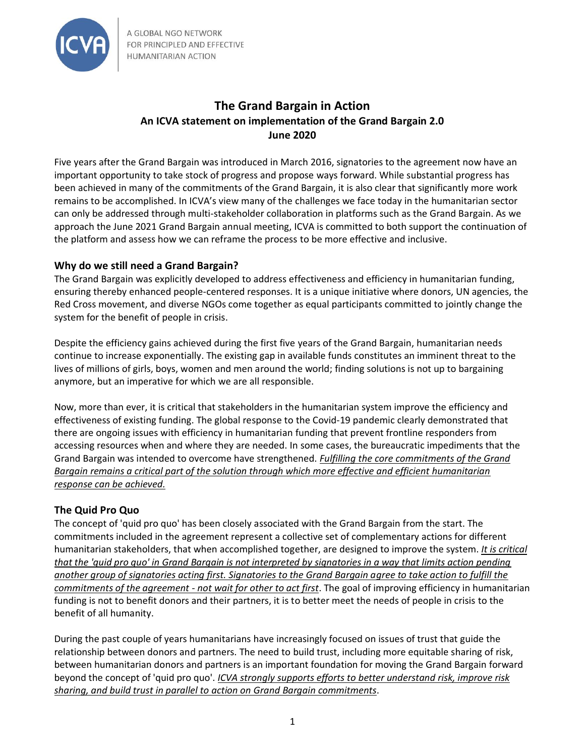A GLOBAL NGO NETWORK FOR PRINCIPLED AND EFFECTIVE HUMANITARIAN ACTION

# The Grand Bargain in Action

## An ICVA statement on implementation of the Grand Bargain 2.0

## June 2020

Five years after the Grand Bargain was introduced in March 2016, signatories to the agreement now have an important opportunity to take stock of progress and propose ways forward. While substantial progress has been achieved in many of the commitments of the Grand Bargain, it is also clear that significantly more work remains to be accomplished. In ICVA's view many of the challenges we face today in the humanitarian sector can only be addressed through multi-stakeholder collaboration in platforms such as the Grand Bargain. As we approach the June 2021 Grand Bargain annual meeting, ICVA is committed to both support the continuation of the platform and assess how we can reframe the process to be more effective and inclusive.

### Why do we still need a Grand Bargain?

The Grand Bargain was explicitly developed to address effectiveness and efficiency in humanitarian funding, ensuring thereby enhanced people-centered responses. It is a unique initiative where donors, UN agencies, the Red Cross movement, and diverse NGOs come together as equal participants committed to jointly change the system for the benefit of people in crisis.

Despite the efficiency gains achieved during the first five years of the Grand Bargain, humanitarian needs continue to increase exponentially. The existing gap in available funds constitutes an imminent threat to the lives of millions of girls, boys, women and men around the world; finding solutions is not up to bargaining anymore, but an imperative for which we are all responsible.

Now, more than ever, it is critical that stakeholders in the humanitarian system improve the efficiency and effectiveness of existing funding. The global response to the Covid-19 pandemic clearly demonstrated that there are ongoing issues with efficiency in humanitarian funding that prevent frontline responders from accessing resources when and where they are needed. In some cases, the bureaucratic impediments that the Grand Bargain was intended to overcome have strengthened. *Fulfilling the core commitments of the Grand Bargain remains a critical part of the solution through which more effective and efficient humanitarian response can be achieved.*

### The Quid Pro Quo

The concept of 'quid pro quo' has been closely associated with the Grand Bargain from the start. The commitments included in the agreement represent a collective set of complementary actions for different humanitarian stakeholders, that when accomplished together, are designed to improve the system. *It is critical that the 'quid pro quo' in Grand Bargain is not interpreted by signatories in a way that limits action pending another group of signatories acting first. Signatories to the Grand Bargain agree to take action to fulfill the commitments of the agreement - not wait for other to act first*. The goal of improving efficiency in humanitarian funding is not to benefit donors and their partners, it is to better meet the needs of people in crisis to the benefit of all humanity.

During the past couple of years humanitarians have increasingly focused on issues of trust that guide the relationship between donors and partners. The need to build trust, including more equitable sharing of risk, between humanitarian donors and partners is an important foundation for moving the Grand Bargain forward beyond the concept of 'quid pro quo'. *ICVA strongly supports efforts to better understand risk, improve risk sharing, and build trust in parallel to action on Grand Bargain commitments*.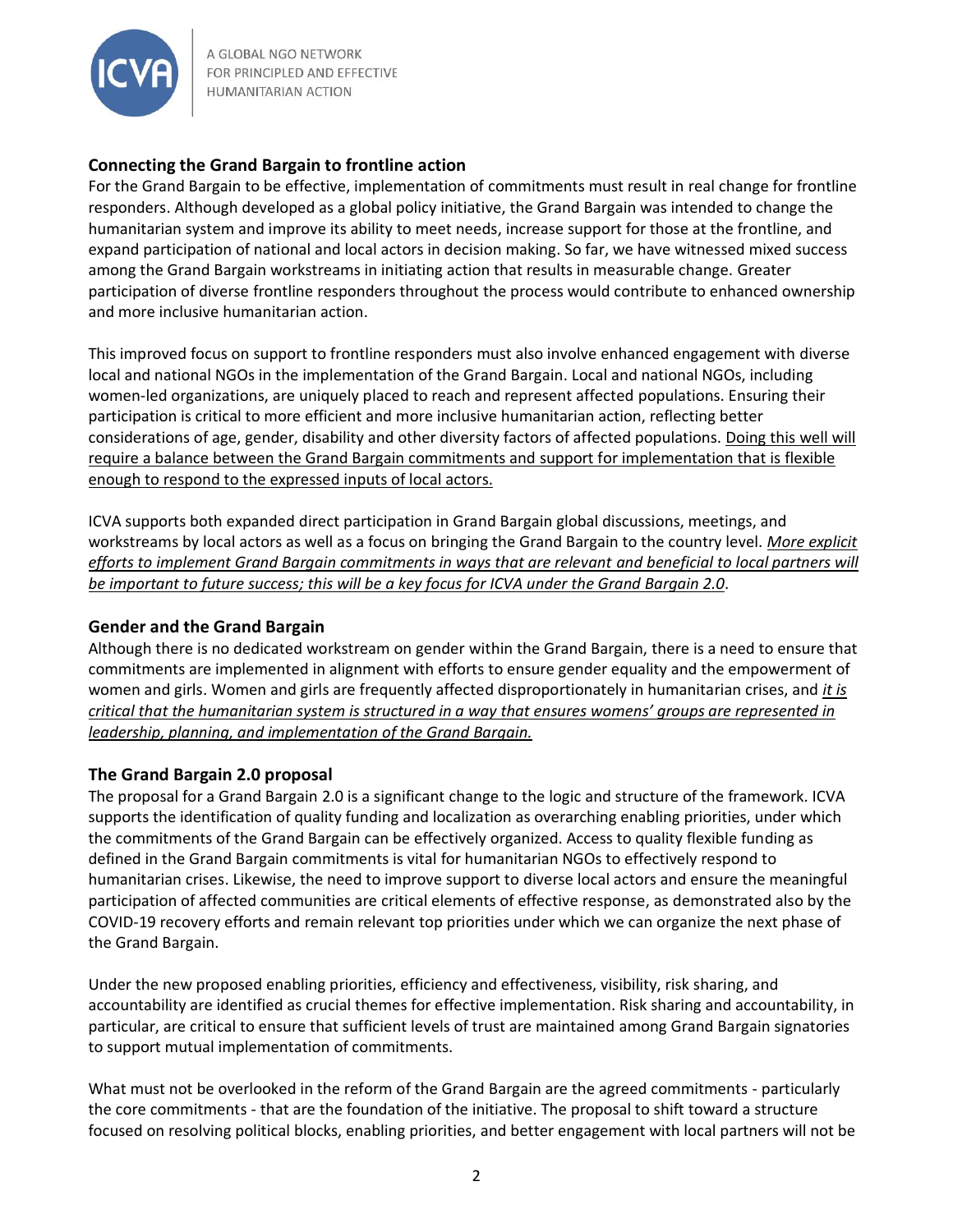## Connecting the Grand Bargain to frontline action

For the Grand Bargain to be effective, implementation of commitments must result in real change for frontline responders. Although developed as a global policy initiative, the Grand Bargain was intended to change the humanitarian system and improve its ability to meet needs, increase support for those at the frontline, and expand participation of national and local actors in decision making. So far, we have witnessed mixed success among the Grand Bargain workstreams in initiating action that results in measurable change. Greater participation of diverse frontline responders throughout the process would contribute to enhanced ownership and more inclusive humanitarian action.

This improved focus on support to frontline responders must also involve enhanced engagement with diverse local and national NGOs in the implementation of the Grand Bargain. Local and national NGOs, including women-led organizations, are uniquely placed to reach and represent affected populations. Ensuring their participation is critical to more efficient and more inclusive humanitarian action, reflecting better considerations of age, gender, disability and other diversity factors of affected populations. <u>Doing this well will require a balance between the Grand Bargain commitments and support for implementation that is flexible enough to respond to the expressed inputs of local actors.</u>

ICVA supports both expanded direct participation in Grand Bargain global discussions, meetings, and workstreams by local actors as well as a focus on bringing the Grand Bargain to the country level. <u>*More explicit efforts to implement Grand Bargain commitments in ways that are relevant and beneficial to local partners will be important to future success; this will be a key focus for ICVA under the Grand Bargain 2.0*</u>.

## Gender and the Grand Bargain

Although there is no dedicated workstream on gender within the Grand Bargain, there is a need to ensure that commitments are implemented in alignment with efforts to ensure gender equality and the empowerment of women and girls. Women and girls are frequently affected disproportionately in humanitarian crises, and <u>*it is critical that the humanitarian system is structured in a way that ensures womens' groups are represented in leadership, planning, and implementation of the Grand Bargain.*</u>

## The Grand Bargain 2.0 proposal

The proposal for a Grand Bargain 2.0 is a significant change to the logic and structure of the framework. ICVA supports the identification of quality funding and localization as overarching enabling priorities, under which the commitments of the Grand Bargain can be effectively organized. Access to quality flexible funding as defined in the Grand Bargain commitments is vital for humanitarian NGOs to effectively respond to humanitarian crises. Likewise, the need to improve support to diverse local actors and ensure the meaningful participation of affected communities are critical elements of effective response, as demonstrated also by the COVID-19 recovery efforts and remain relevant top priorities under which we can organize the next phase of the Grand Bargain.

Under the new proposed enabling priorities, efficiency and effectiveness, visibility, risk sharing, and accountability are identified as crucial themes for effective implementation. Risk sharing and accountability, in particular, are critical to ensure that sufficient levels of trust are maintained among Grand Bargain signatories to support mutual implementation of commitments.

What must not be overlooked in the reform of the Grand Bargain are the agreed commitments - particularly the core commitments - that are the foundation of the initiative. The proposal to shift toward a structure focused on resolving political blocks, enabling priorities, and better engagement with local partners will not be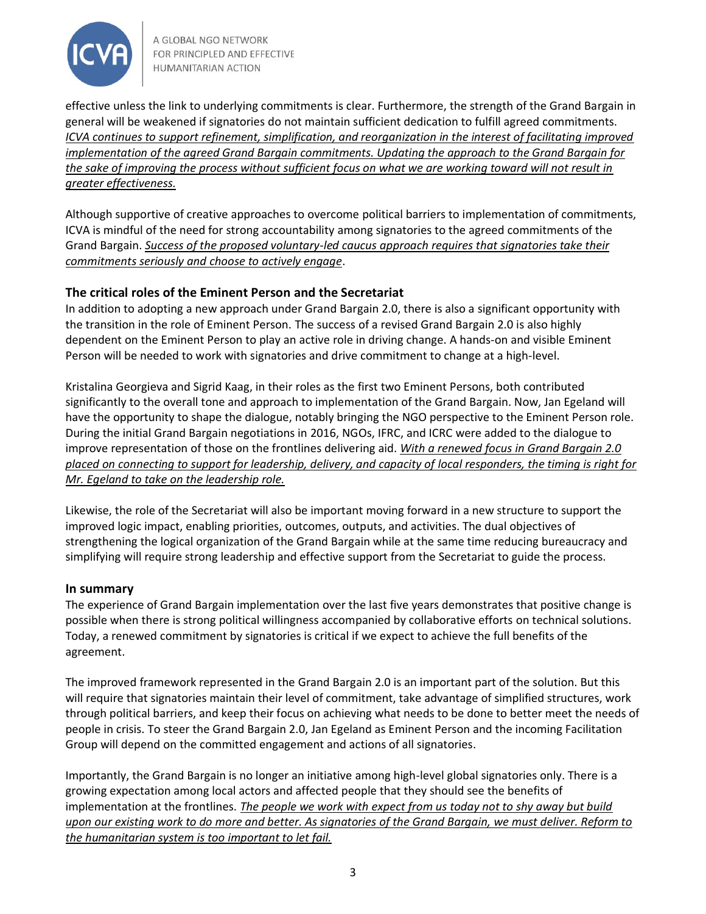effective unless the link to underlying commitments is clear. Furthermore, the strength of the Grand Bargain in general will be weakened if signatories do not maintain sufficient dedication to fulfill agreed commitments. *ICVA continues to support refinement, simplification, and reorganization in the interest of facilitating improved implementation of the agreed Grand Bargain commitments. Updating the approach to the Grand Bargain for the sake of improving the process without sufficient focus on what we are working toward will not result in greater effectiveness.*

Although supportive of creative approaches to overcome political barriers to implementation of commitments, ICVA is mindful of the need for strong accountability among signatories to the agreed commitments of the Grand Bargain. *Success of the proposed voluntary-led caucus approach requires that signatories take their commitments seriously and choose to actively engage*.

### The critical roles of the Eminent Person and the Secretariat

In addition to adopting a new approach under Grand Bargain 2.0, there is also a significant opportunity with the transition in the role of Eminent Person. The success of a revised Grand Bargain 2.0 is also highly dependent on the Eminent Person to play an active role in driving change. A hands-on and visible Eminent Person will be needed to work with signatories and drive commitment to change at a high-level.

Kristalina Georgieva and Sigrid Kaag, in their roles as the first two Eminent Persons, both contributed significantly to the overall tone and approach to implementation of the Grand Bargain. Now, Jan Egeland will have the opportunity to shape the dialogue, notably bringing the NGO perspective to the Eminent Person role. During the initial Grand Bargain negotiations in 2016, NGOs, IFRC, and ICRC were added to the dialogue to improve representation of those on the frontlines delivering aid. *With a renewed focus in Grand Bargain 2.0 placed on connecting to support for leadership, delivery, and capacity of local responders, the timing is right for Mr. Egeland to take on the leadership role.*

Likewise, the role of the Secretariat will also be important moving forward in a new structure to support the improved logic impact, enabling priorities, outcomes, outputs, and activities. The dual objectives of strengthening the logical organization of the Grand Bargain while at the same time reducing bureaucracy and simplifying will require strong leadership and effective support from the Secretariat to guide the process.

### In summary

The experience of Grand Bargain implementation over the last five years demonstrates that positive change is possible when there is strong political willingness accompanied by collaborative efforts on technical solutions. Today, a renewed commitment by signatories is critical if we expect to achieve the full benefits of the agreement.

The improved framework represented in the Grand Bargain 2.0 is an important part of the solution. But this will require that signatories maintain their level of commitment, take advantage of simplified structures, work through political barriers, and keep their focus on achieving what needs to be done to better meet the needs of people in crisis. To steer the Grand Bargain 2.0, Jan Egeland as Eminent Person and the incoming Facilitation Group will depend on the committed engagement and actions of all signatories.

Importantly, the Grand Bargain is no longer an initiative among high-level global signatories only. There is a growing expectation among local actors and affected people that they should see the benefits of implementation at the frontlines. *The people we work with expect from us today not to shy away but build upon our existing work to do more and better. As signatories of the Grand Bargain, we must deliver. Reform to the humanitarian system is too important to let fail.*